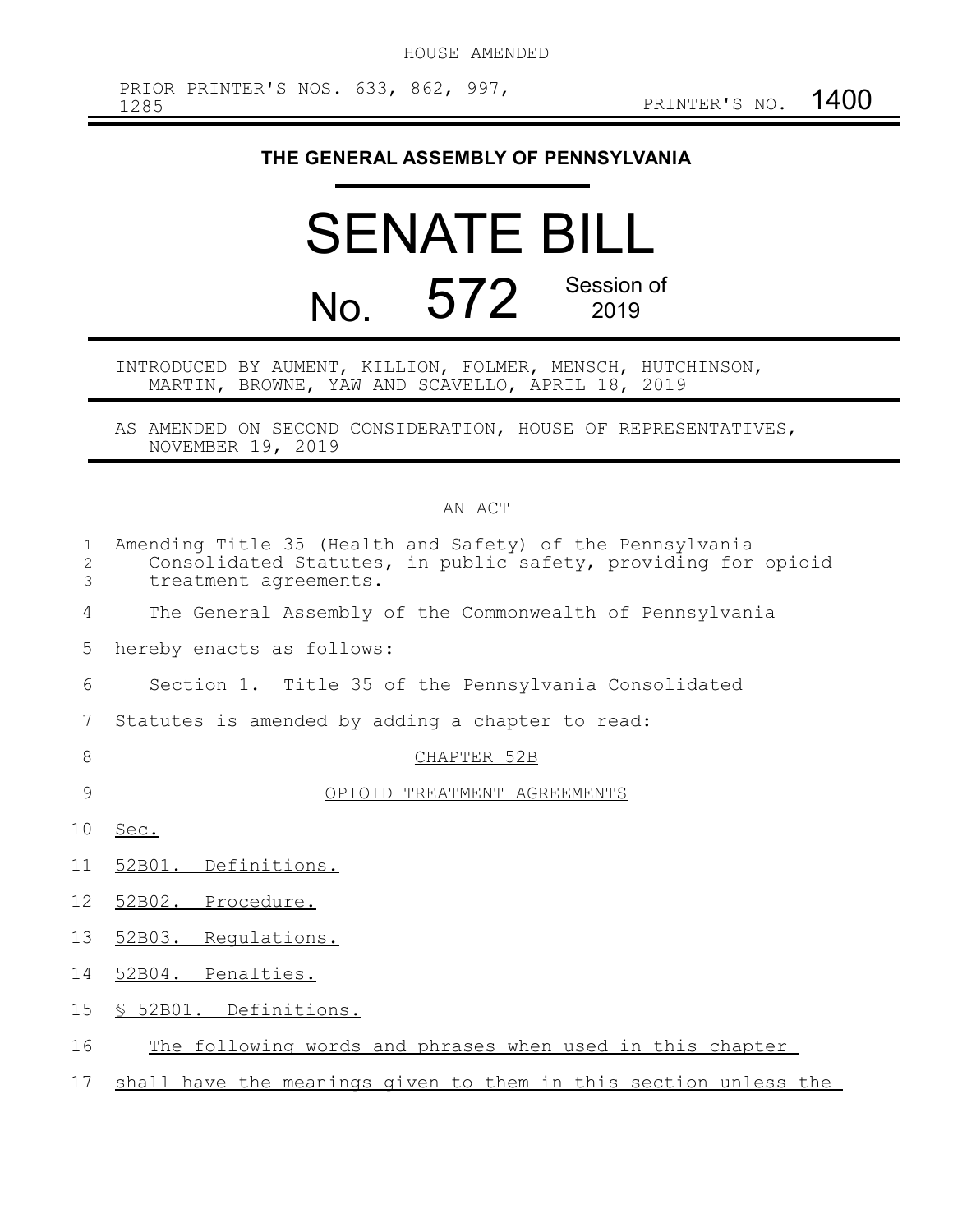HOUSE AMENDED

PRIOR PRINTER'S NOS. 633, 862, 997, 1285

PRINTER'S NO. 1400

# THE GENERAL ASSEMBLY OF PENNSYLVANIA

# SENATE BILL

# No. 572 Session of 2019

INTRODUCED BY AUMENT, KILLION, FOLMER, MENSCH, HUTCHINSON, MARTIN, BROWNE, YAW AND SCAVELLO, APRIL 18, 2019

AS AMENDED ON SECOND CONSIDERATION, HOUSE OF REPRESENTATIVES, NOVEMBER 19, 2019

AN ACT

Amending Title 35 (Health and Safety) of the Pennsylvania Consolidated Statutes, in public safety, providing for opioid treatment agreements.

The General Assembly of the Commonwealth of Pennsylvania hereby enacts as follows:

Section 1. Title 35 of the Pennsylvania Consolidated Statutes is amended by adding a chapter to read:

CHAPTER 52B

OPIOID TREATMENT AGREEMENTS

Sec.

52B01. Definitions.

52B02. Procedure.

52B03. Regulations.

52B04. Penalties.

§ 52B01. Definitions.

The following words and phrases when used in this chapter shall have the meanings given to them in this section unless the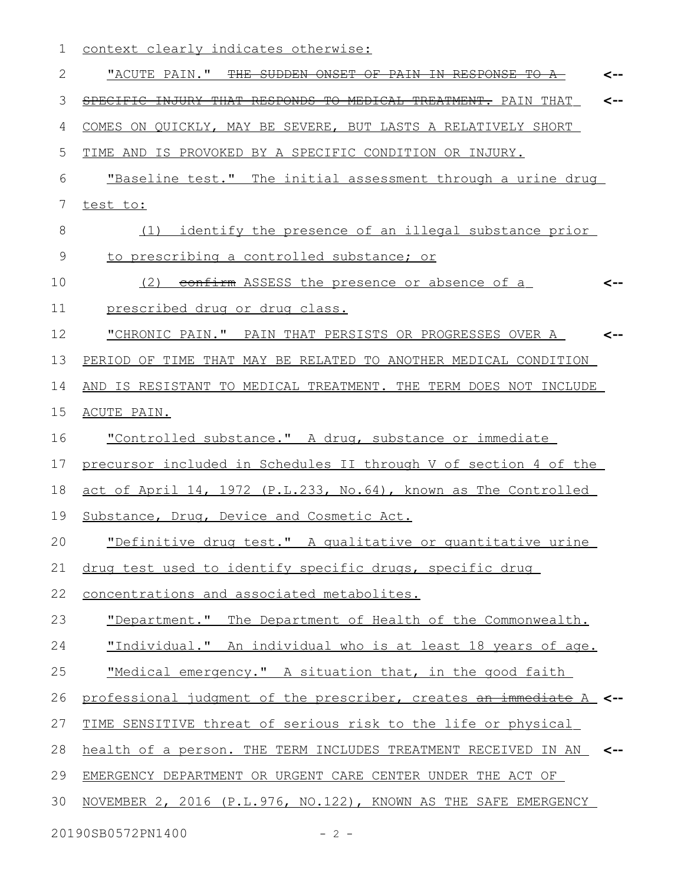context clearly indicates otherwise:

"ACUTE PAIN." ~~THE SUDDEN ONSET OF PAIN IN RESPONSE TO A SPECIFIC INJURY THAT RESPONDS TO MEDICAL TREATMENT.~~ PAIN THAT COMES ON QUICKLY, MAY BE SEVERE, BUT LASTS A RELATIVELY SHORT TIME AND IS PROVOKED BY A SPECIFIC CONDITION OR INJURY.

"Baseline test." The initial assessment through a urine drug test to:

(1) identify the presence of an illegal substance prior to prescribing a controlled substance; or

(2) ~~confirm~~ ASSESS the presence or absence of a prescribed drug or drug class.

"CHRONIC PAIN." PAIN THAT PERSISTS OR PROGRESSES OVER A PERIOD OF TIME THAT MAY BE RELATED TO ANOTHER MEDICAL CONDITION AND IS RESISTANT TO MEDICAL TREATMENT. THE TERM DOES NOT INCLUDE ACUTE PAIN.

"Controlled substance." A drug, substance or immediate precursor included in Schedules II through V of section 4 of the act of April 14, 1972 (P.L.233, No.64), known as The Controlled Substance, Drug, Device and Cosmetic Act.

"Definitive drug test." A qualitative or quantitative urine drug test used to identify specific drugs, specific drug concentrations and associated metabolites.

"Department." The Department of Health of the Commonwealth.

"Individual." An individual who is at least 18 years of age.

"Medical emergency." A situation that, in the good faith professional judgment of the prescriber, creates ~~an immediate~~ A TIME SENSITIVE threat of serious risk to the life or physical health of a person. THE TERM INCLUDES TREATMENT RECEIVED IN AN EMERGENCY DEPARTMENT OR URGENT CARE CENTER UNDER THE ACT OF NOVEMBER 2, 2016 (P.L.976, NO.122), KNOWN AS THE SAFE EMERGENCY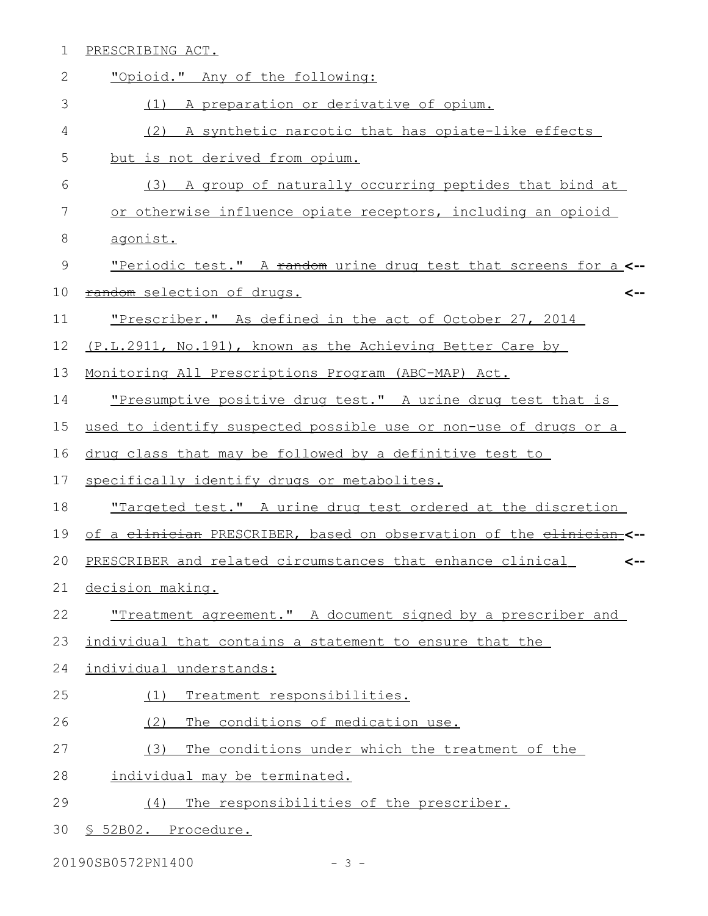PRESCRIBING ACT.

"Opioid." Any of the following:

(1) A preparation or derivative of opium.

(2) A synthetic narcotic that has opiate-like effects but is not derived from opium.

(3) A group of naturally occurring peptides that bind at or otherwise influence opiate receptors, including an opioid agonist.

"Periodic test." A ~~random~~ urine drug test that screens for a ~~random~~ selection of drugs.

"Prescriber." As defined in the act of October 27, 2014 (P.L.2911, No.191), known as the Achieving Better Care by Monitoring All Prescriptions Program (ABC-MAP) Act.

"Presumptive positive drug test." A urine drug test that is used to identify suspected possible use or non-use of drugs or a drug class that may be followed by a definitive test to specifically identify drugs or metabolites.

"Targeted test." A urine drug test ordered at the discretion of a ~~clinician~~ PRESCRIBER, based on observation of the ~~clinician~~ PRESCRIBER and related circumstances that enhance clinical decision making.

"Treatment agreement." A document signed by a prescriber and individual that contains a statement to ensure that the individual understands:

(1) Treatment responsibilities.

(2) The conditions of medication use.

(3) The conditions under which the treatment of the individual may be terminated.

(4) The responsibilities of the prescriber.

§ 52B02. Procedure.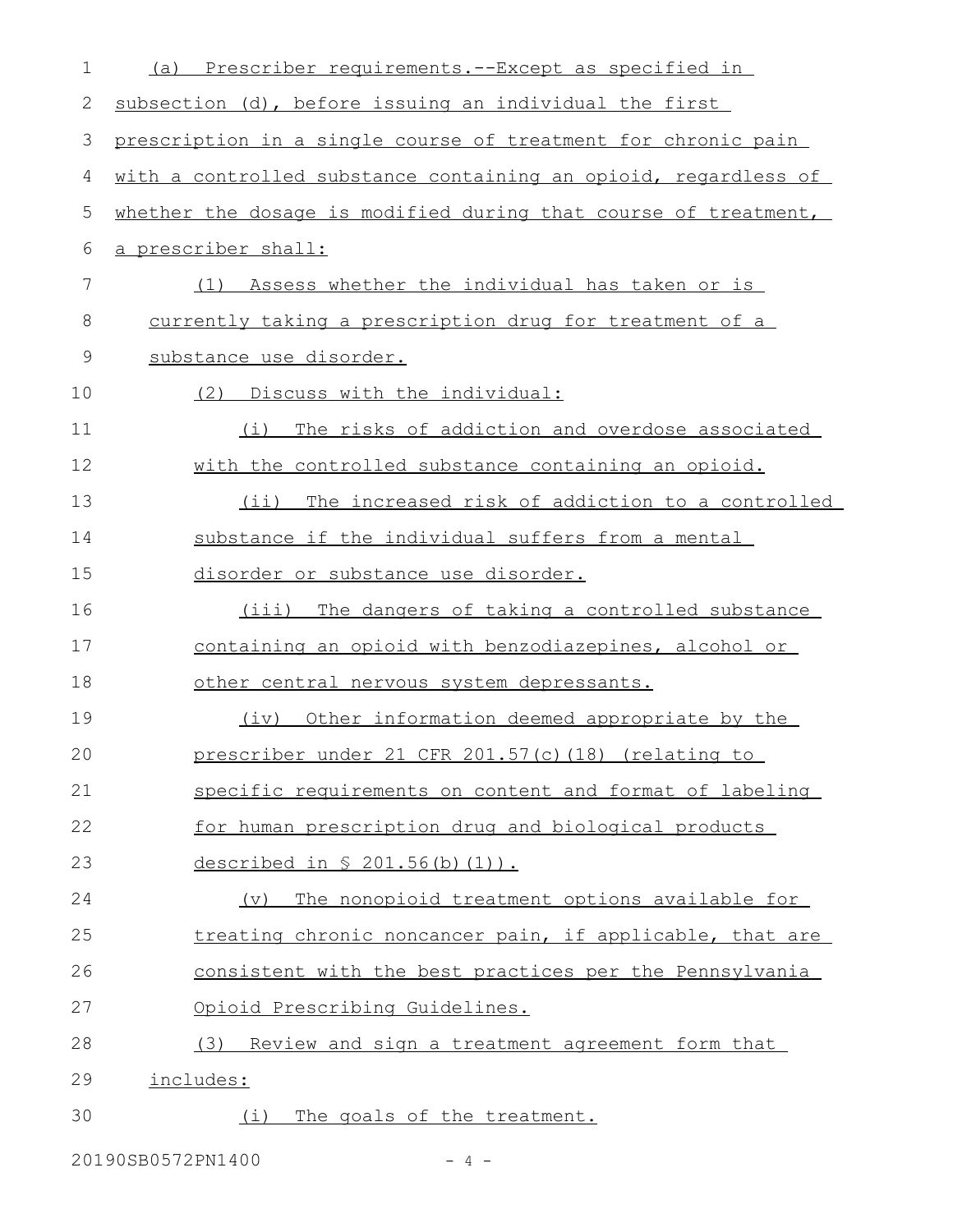(a) Prescriber requirements.--Except as specified in subsection (d), before issuing an individual the first prescription in a single course of treatment for chronic pain with a controlled substance containing an opioid, regardless of whether the dosage is modified during that course of treatment, a prescriber shall:

(1) Assess whether the individual has taken or is currently taking a prescription drug for treatment of a substance use disorder.

(2) Discuss with the individual:

(i) The risks of addiction and overdose associated with the controlled substance containing an opioid.

(ii) The increased risk of addiction to a controlled substance if the individual suffers from a mental disorder or substance use disorder.

(iii) The dangers of taking a controlled substance containing an opioid with benzodiazepines, alcohol or other central nervous system depressants.

(iv) Other information deemed appropriate by the prescriber under 21 CFR 201.57(c)(18) (relating to specific requirements on content and format of labeling for human prescription drug and biological products described in § 201.56(b)(1)).

(v) The nonopioid treatment options available for treating chronic noncancer pain, if applicable, that are consistent with the best practices per the Pennsylvania Opioid Prescribing Guidelines.

(3) Review and sign a treatment agreement form that includes:

(i) The goals of the treatment.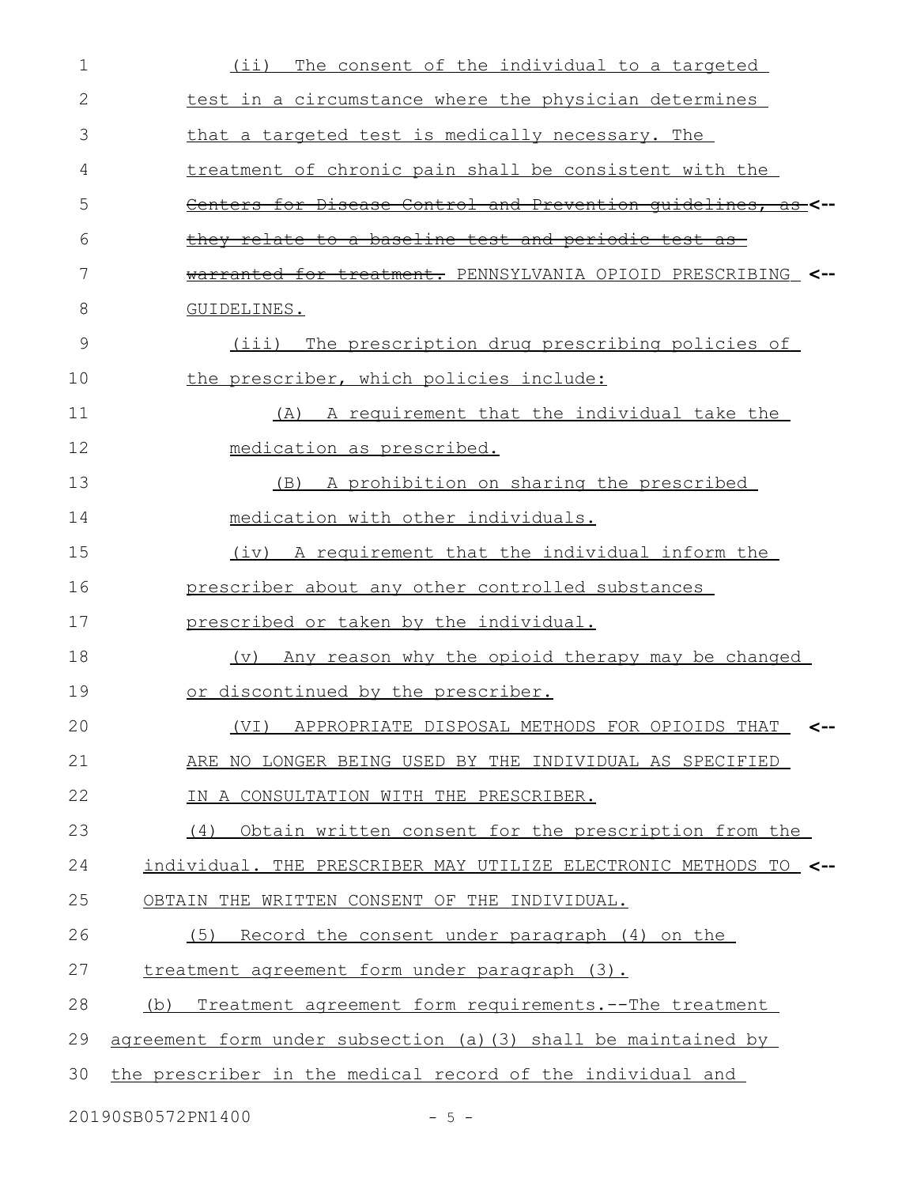(ii) The consent of the individual to a targeted test in a circumstance where the physician determines that a targeted test is medically necessary. The treatment of chronic pain shall be consistent with the ~~Centers for Disease Control and Prevention guidelines, as they relate to a baseline test and periodic test as warranted for treatment.~~ PENNSYLVANIA OPIOID PRESCRIBING GUIDELINES.

(iii) The prescription drug prescribing policies of the prescriber, which policies include:

(A) A requirement that the individual take the medication as prescribed.

(B) A prohibition on sharing the prescribed medication with other individuals.

(iv) A requirement that the individual inform the prescriber about any other controlled substances prescribed or taken by the individual.

(v) Any reason why the opioid therapy may be changed or discontinued by the prescriber.

(VI) APPROPRIATE DISPOSAL METHODS FOR OPIOIDS THAT ARE NO LONGER BEING USED BY THE INDIVIDUAL AS SPECIFIED IN A CONSULTATION WITH THE PRESCRIBER.

(4) Obtain written consent for the prescription from the individual. THE PRESCRIBER MAY UTILIZE ELECTRONIC METHODS TO OBTAIN THE WRITTEN CONSENT OF THE INDIVIDUAL.

(5) Record the consent under paragraph (4) on the treatment agreement form under paragraph (3).

(b) Treatment agreement form requirements.--The treatment agreement form under subsection (a)(3) shall be maintained by the prescriber in the medical record of the individual and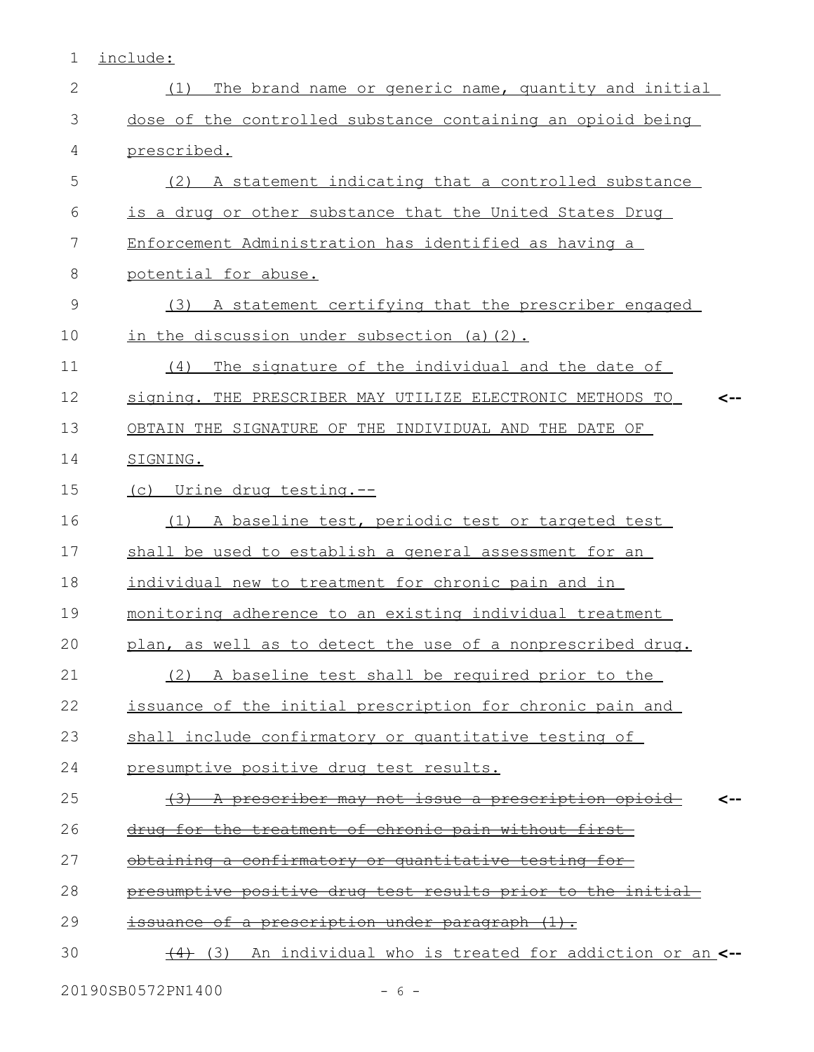include:

(1) The brand name or generic name, quantity and initial dose of the controlled substance containing an opioid being prescribed.

(2) A statement indicating that a controlled substance is a drug or other substance that the United States Drug Enforcement Administration has identified as having a potential for abuse.

(3) A statement certifying that the prescriber engaged in the discussion under subsection (a)(2).

(4) The signature of the individual and the date of signing. THE PRESCRIBER MAY UTILIZE ELECTRONIC METHODS TO OBTAIN THE SIGNATURE OF THE INDIVIDUAL AND THE DATE OF SIGNING.

(c) Urine drug testing.--

(1) A baseline test, periodic test or targeted test shall be used to establish a general assessment for an individual new to treatment for chronic pain and in monitoring adherence to an existing individual treatment plan, as well as to detect the use of a nonprescribed drug.

(2) A baseline test shall be required prior to the issuance of the initial prescription for chronic pain and shall include confirmatory or quantitative testing of presumptive positive drug test results.

~~(3) A prescriber may not issue a prescription opioid drug for the treatment of chronic pain without first obtaining a confirmatory or quantitative testing for presumptive positive drug test results prior to the initial issuance of a prescription under paragraph (1).~~

~~(4)~~ (3) An individual who is treated for addiction or an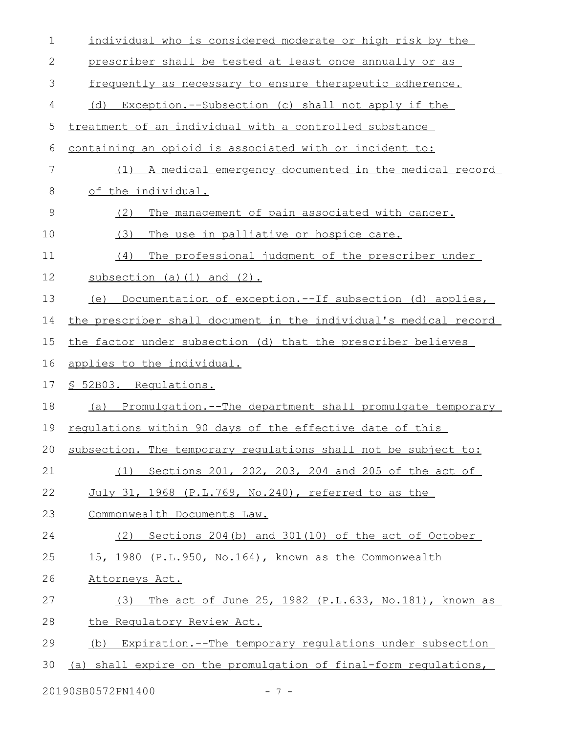individual who is considered moderate or high risk by the prescriber shall be tested at least once annually or as frequently as necessary to ensure therapeutic adherence.

(d) Exception.--Subsection (c) shall not apply if the treatment of an individual with a controlled substance containing an opioid is associated with or incident to:

(1) A medical emergency documented in the medical record of the individual.

(2) The management of pain associated with cancer.

(3) The use in palliative or hospice care.

(4) The professional judgment of the prescriber under subsection (a)(1) and (2).

(e) Documentation of exception.--If subsection (d) applies, the prescriber shall document in the individual's medical record the factor under subsection (d) that the prescriber believes applies to the individual.

§ 52B03. Regulations.

(a) Promulgation.--The department shall promulgate temporary regulations within 90 days of the effective date of this subsection. The temporary regulations shall not be subject to:

(1) Sections 201, 202, 203, 204 and 205 of the act of July 31, 1968 (P.L.769, No.240), referred to as the Commonwealth Documents Law.

(2) Sections 204(b) and 301(10) of the act of October 15, 1980 (P.L.950, No.164), known as the Commonwealth Attorneys Act.

(3) The act of June 25, 1982 (P.L.633, No.181), known as the Regulatory Review Act.

(b) Expiration.--The temporary regulations under subsection (a) shall expire on the promulgation of final-form regulations,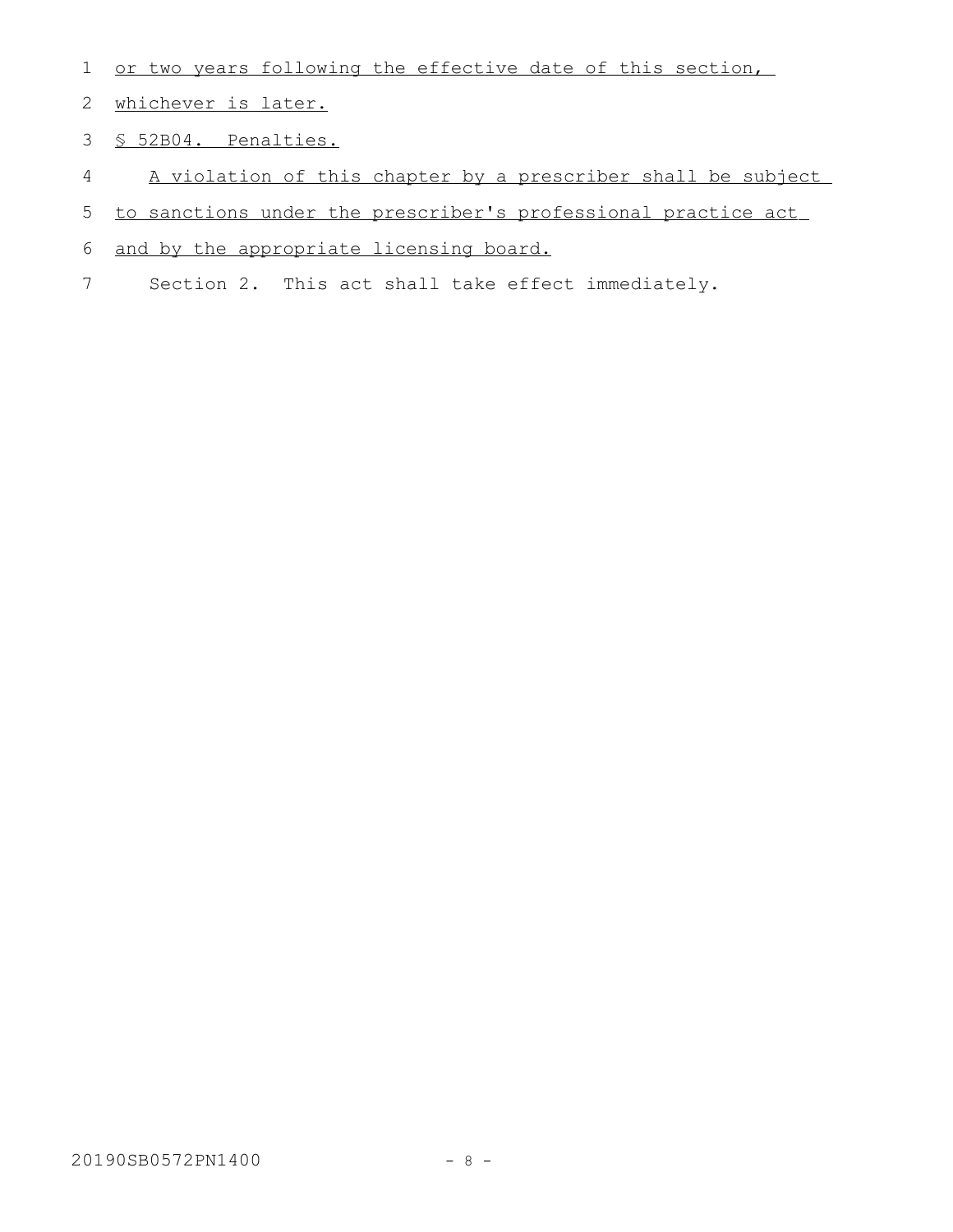or two years following the effective date of this section, whichever is later.

§ 52B04. Penalties.

A violation of this chapter by a prescriber shall be subject to sanctions under the prescriber's professional practice act and by the appropriate licensing board.

Section 2. This act shall take effect immediately.